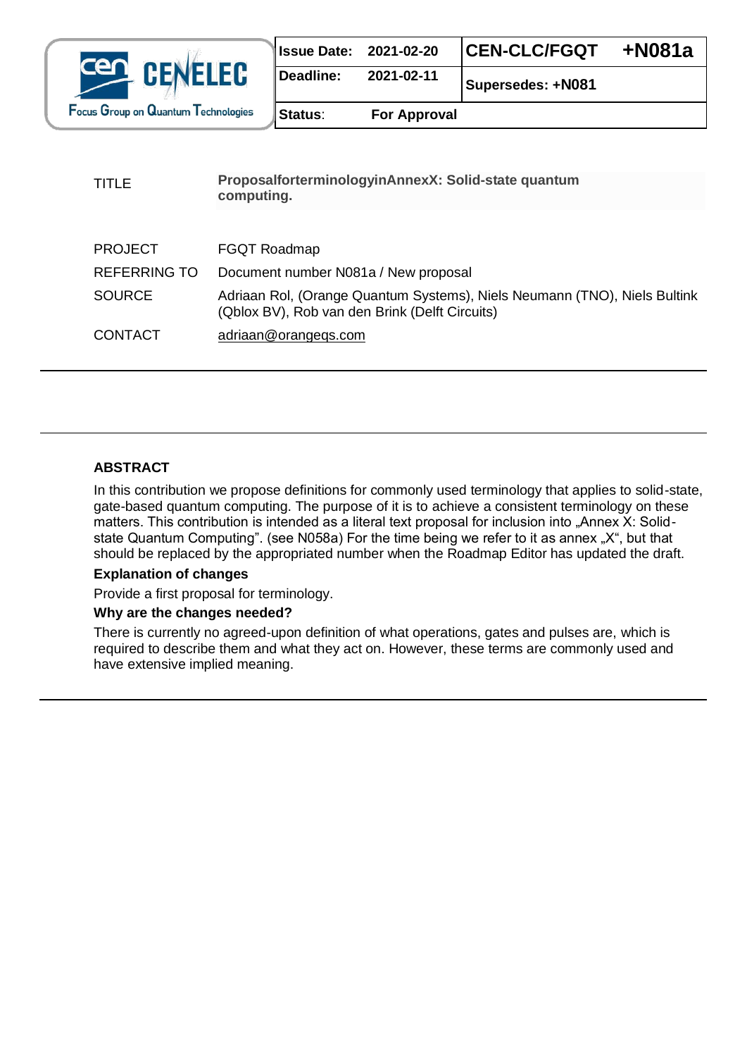CEN CENELEC
Focus Group on Quantum Technologies

| Issue Date: | 2021-02-20 | CEN-CLC/FGQT | +N081a |
| --- | --- | --- | --- |
| Deadline: | 2021-02-11 | Supersedes: +N081 | |
| Status: | For Approval | | |

| | |
| --- | --- |
| TITLE | **ProposalforterminologyinAnnexX: Solid-state quantum computing.** |
| PROJECT | FGQT Roadmap |
| REFERRING TO | Document number N081a / New proposal |
| SOURCE | Adriaan Rol, (Orange Quantum Systems), Niels Neumann (TNO), Niels Bultink (Qblox BV), Rob van den Brink (Delft Circuits) |
| CONTACT | adriaan@orangeqs.com |

---

---

## ABSTRACT

In this contribution we propose definitions for commonly used terminology that applies to solid-state, gate-based quantum computing. The purpose of it is to achieve a consistent terminology on these matters. This contribution is intended as a literal text proposal for inclusion into „Annex X: Solid-state Quantum Computing". (see N058a) For the time being we refer to it as annex „X", but that should be replaced by the appropriated number when the Roadmap Editor has updated the draft.

### Explanation of changes

Provide a first proposal for terminology.

### Why are the changes needed?

There is currently no agreed-upon definition of what operations, gates and pulses are, which is required to describe them and what they act on. However, these terms are commonly used and have extensive implied meaning.

---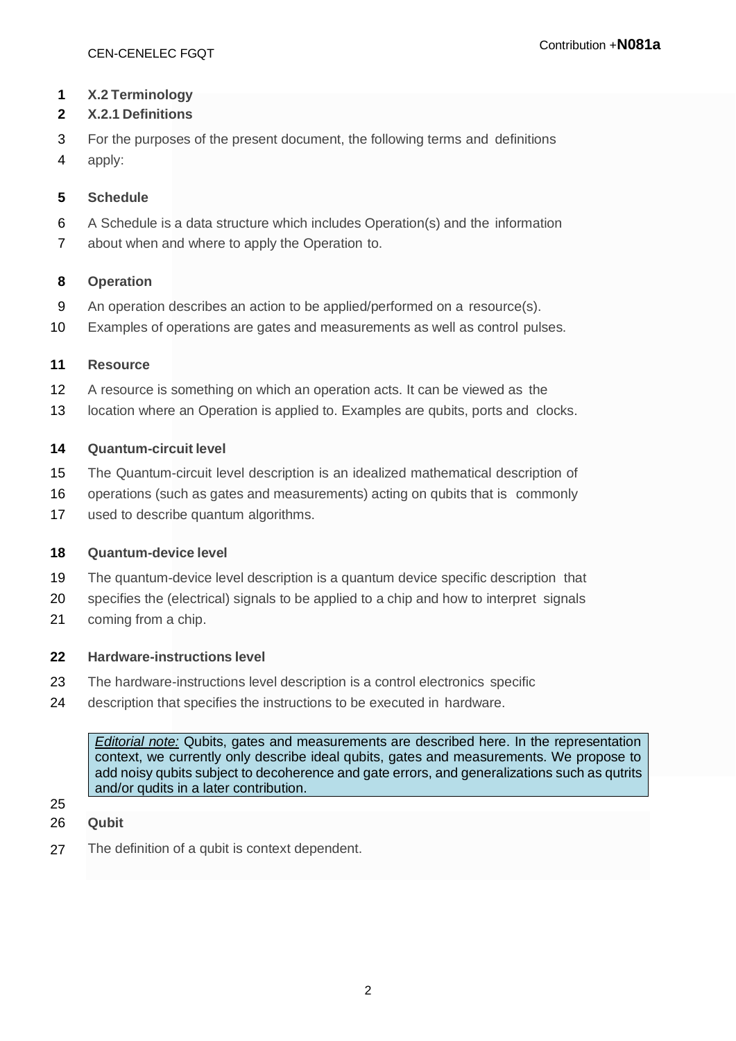## X.2 Terminology

### X.2.1 Definitions

For the purposes of the present document, the following terms and definitions apply:

**Schedule**

A Schedule is a data structure which includes Operation(s) and the information about when and where to apply the Operation to.

**Operation**

An operation describes an action to be applied/performed on a resource(s). Examples of operations are gates and measurements as well as control pulses.

**Resource**

A resource is something on which an operation acts. It can be viewed as the location where an Operation is applied to. Examples are qubits, ports and clocks.

**Quantum-circuit level**

The Quantum-circuit level description is an idealized mathematical description of operations (such as gates and measurements) acting on qubits that is commonly used to describe quantum algorithms.

**Quantum-device level**

The quantum-device level description is a quantum device specific description that specifies the (electrical) signals to be applied to a chip and how to interpret signals coming from a chip.

**Hardware-instructions level**

The hardware-instructions level description is a control electronics specific description that specifies the instructions to be executed in hardware.

> *Editorial note:* Qubits, gates and measurements are described here. In the representation context, we currently only describe ideal qubits, gates and measurements. We propose to add noisy qubits subject to decoherence and gate errors, and generalizations such as qutrits and/or qudits in a later contribution.

**Qubit**

The definition of a qubit is context dependent.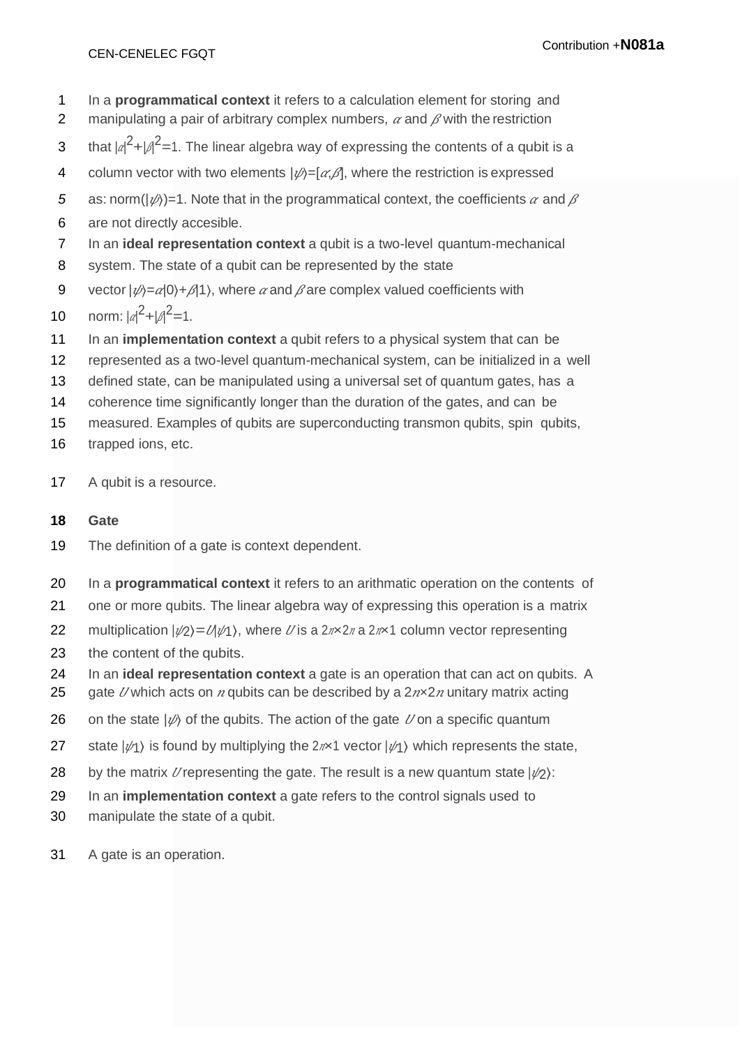In a **programmatical context** it refers to a calculation element for storing and manipulating a pair of arbitrary complex numbers, $\alpha$ and $\beta$ with the restriction that $|\alpha|^2+|\beta|^2=1$. The linear algebra way of expressing the contents of a qubit is a column vector with two elements $|\psi\rangle=[\alpha;\beta]$, where the restriction is expressed as: norm($|\psi\rangle$)=1. Note that in the programmatical context, the coefficients $\alpha$ and $\beta$ are not directly accesible.

In an **ideal representation context** a qubit is a two-level quantum-mechanical system. The state of a qubit can be represented by the state vector $|\psi\rangle=\alpha|0\rangle+\beta|1\rangle$, where $\alpha$ and $\beta$ are complex valued coefficients with norm: $|\alpha|^2+|\beta|^2=1$.

In an **implementation context** a qubit refers to a physical system that can be represented as a two-level quantum-mechanical system, can be initialized in a well defined state, can be manipulated using a universal set of quantum gates, has a coherence time significantly longer than the duration of the gates, and can be measured. Examples of qubits are superconducting transmon qubits, spin qubits, trapped ions, etc.

A qubit is a resource.

**Gate**

The definition of a gate is context dependent.

In a **programmatical context** it refers to an arithmatic operation on the contents of one or more qubits. The linear algebra way of expressing this operation is a matrix multiplication $|\psi_2\rangle=U|\psi_1\rangle$, where $U$ is a $2n\times2n$ a $2n\times1$ column vector representing the content of the qubits.

In an **ideal representation context** a gate is an operation that can act on qubits. A gate $U$ which acts on $n$ qubits can be described by a $2n\times2n$ unitary matrix acting on the state $|\psi\rangle$ of the qubits. The action of the gate $U$ on a specific quantum state $|\psi_1\rangle$ is found by multiplying the $2n\times1$ vector $|\psi_1\rangle$ which represents the state, by the matrix $U$ representing the gate. The result is a new quantum state $|\psi_2\rangle$:

In an **implementation context** a gate refers to the control signals used to manipulate the state of a qubit.

A gate is an operation.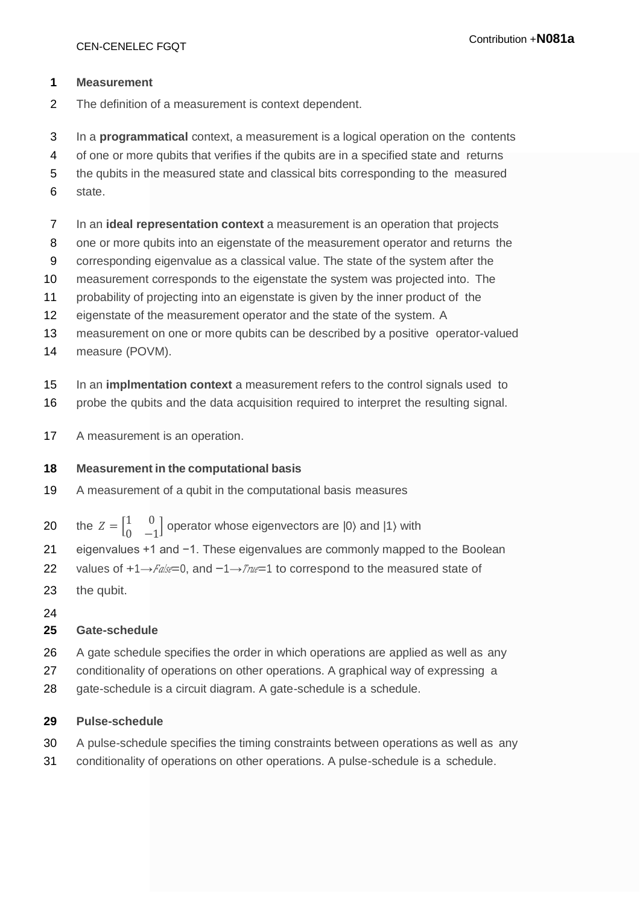### Measurement

The definition of a measurement is context dependent.

In a **programmatical** context, a measurement is a logical operation on the contents of one or more qubits that verifies if the qubits are in a specified state and returns the qubits in the measured state and classical bits corresponding to the measured state.

In an **ideal representation context** a measurement is an operation that projects one or more qubits into an eigenstate of the measurement operator and returns the corresponding eigenvalue as a classical value. The state of the system after the measurement corresponds to the eigenstate the system was projected into. The probability of projecting into an eigenstate is given by the inner product of the eigenstate of the measurement operator and the state of the system. A measurement on one or more qubits can be described by a positive operator-valued measure (POVM).

In an **implmentation context** a measurement refers to the control signals used to probe the qubits and the data acquisition required to interpret the resulting signal.

A measurement is an operation.

### Measurement in the computational basis

A measurement of a qubit in the computational basis measures

the $Z = \begin{bmatrix} 1 & 0 \\ 0 & -1 \end{bmatrix}$ operator whose eigenvectors are $|0\rangle$ and $|1\rangle$ with eigenvalues +1 and −1. These eigenvalues are commonly mapped to the Boolean values of $+1 \rightarrow False = 0$, and $-1 \rightarrow True = 1$ to correspond to the measured state of the qubit.

### Gate-schedule

A gate schedule specifies the order in which operations are applied as well as any conditionality of operations on other operations. A graphical way of expressing a gate-schedule is a circuit diagram. A gate-schedule is a schedule.

### Pulse-schedule

A pulse-schedule specifies the timing constraints between operations as well as any conditionality of operations on other operations. A pulse-schedule is a schedule.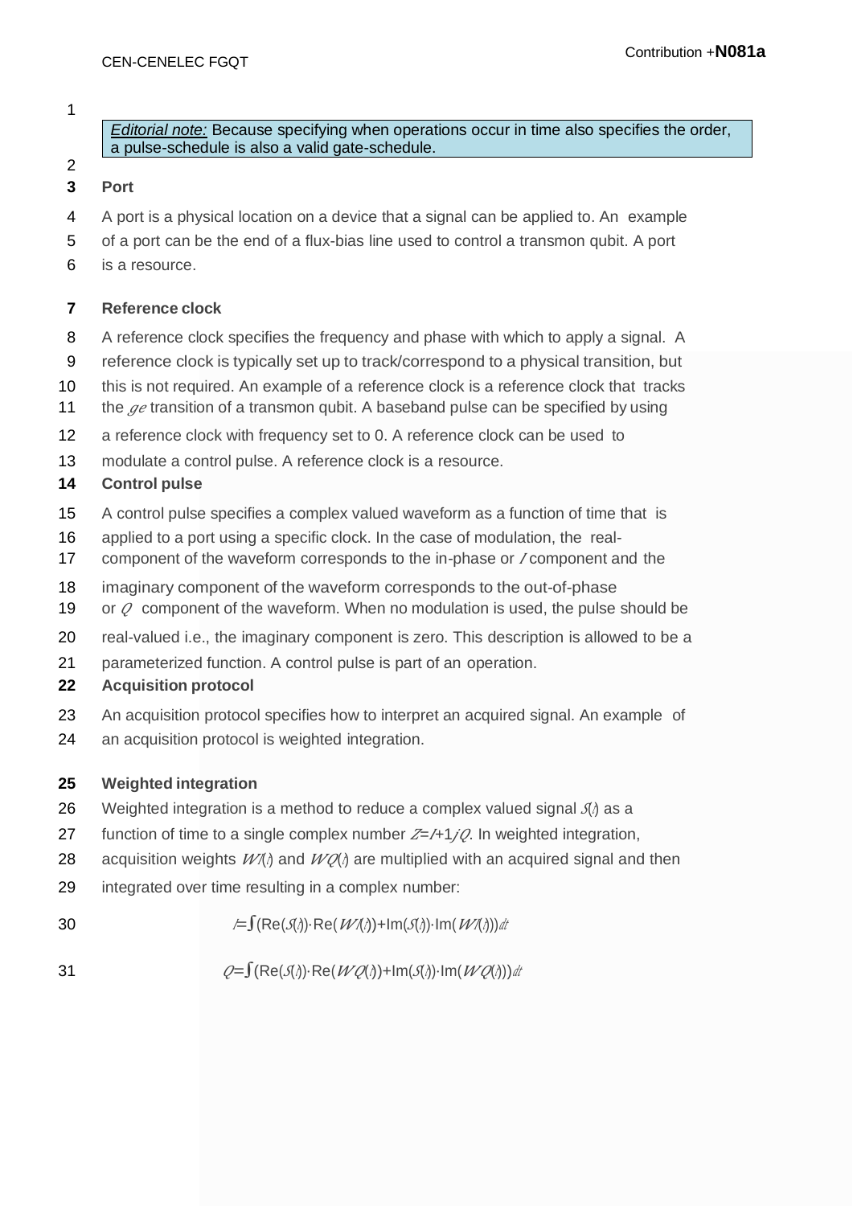*Editorial note:* Because specifying when operations occur in time also specifies the order, a pulse-schedule is also a valid gate-schedule.

### Port

A port is a physical location on a device that a signal can be applied to. An example of a port can be the end of a flux-bias line used to control a transmon qubit. A port is a resource.

### Reference clock

A reference clock specifies the frequency and phase with which to apply a signal. A reference clock is typically set up to track/correspond to a physical transition, but this is not required. An example of a reference clock is a reference clock that tracks the $ge$ transition of a transmon qubit. A baseband pulse can be specified by using a reference clock with frequency set to 0. A reference clock can be used to modulate a control pulse. A reference clock is a resource.

### Control pulse

A control pulse specifies a complex valued waveform as a function of time that is applied to a port using a specific clock. In the case of modulation, the real-component of the waveform corresponds to the in-phase or $I$ component and the imaginary component of the waveform corresponds to the out-of-phase or $Q$ component of the waveform. When no modulation is used, the pulse should be real-valued i.e., the imaginary component is zero. This description is allowed to be a parameterized function. A control pulse is part of an operation.

### Acquisition protocol

An acquisition protocol specifies how to interpret an acquired signal. An example of an acquisition protocol is weighted integration.

### Weighted integration

Weighted integration is a method to reduce a complex valued signal $S(t)$ as a function of time to a single complex number $Z = I + 1jQ$. In weighted integration, acquisition weights $WI(t)$ and $WQ(t)$ are multiplied with an acquired signal and then integrated over time resulting in a complex number:

$$I = \int \left( \mathrm{Re}(S(t)) \cdot \mathrm{Re}(WI(t)) + \mathrm{Im}(S(t)) \cdot \mathrm{Im}(WI(t)) \right) dt$$

$$Q = \int \left( \mathrm{Re}(S(t)) \cdot \mathrm{Re}(WQ(t)) + \mathrm{Im}(S(t)) \cdot \mathrm{Im}(WQ(t)) \right) dt$$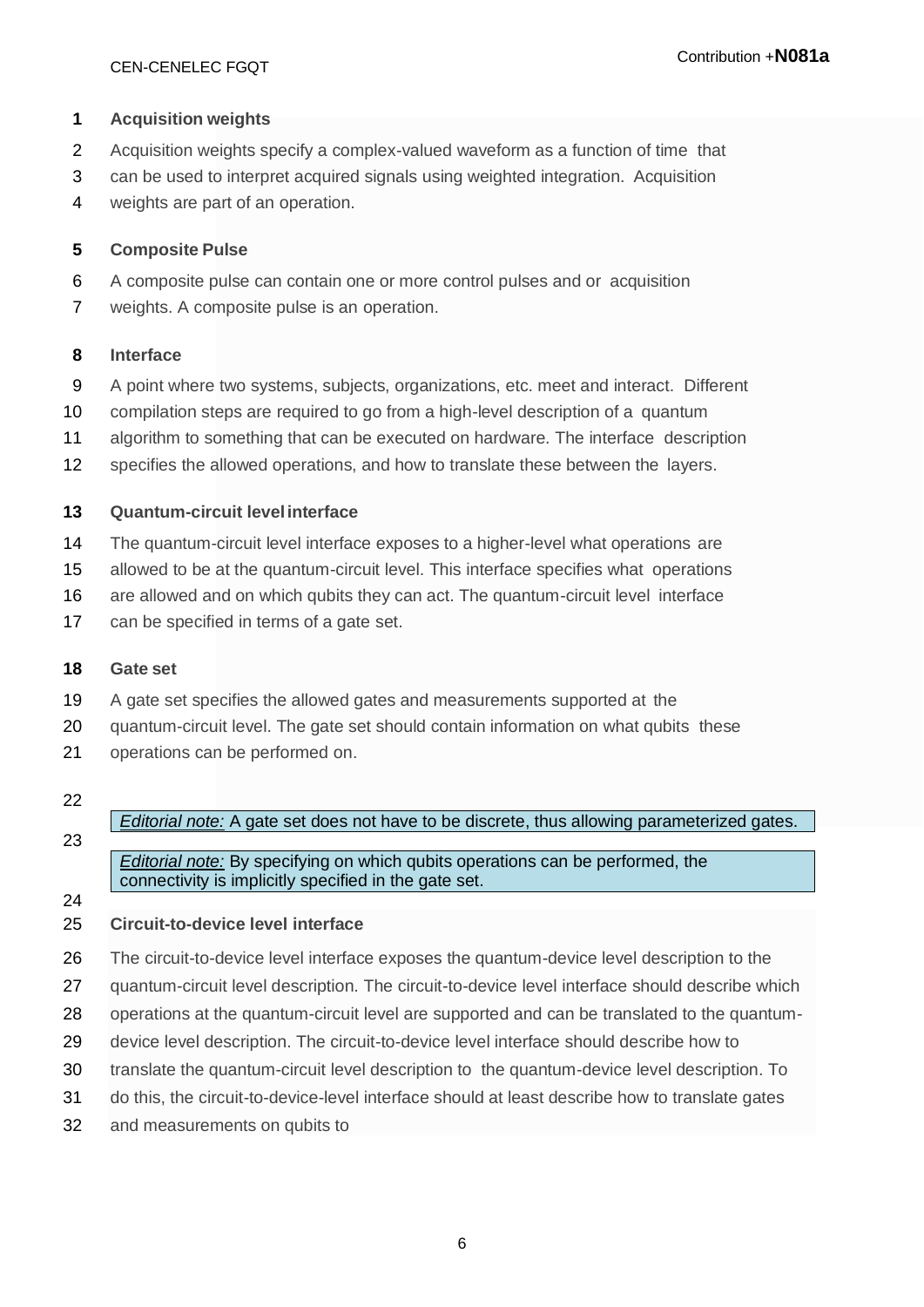**Acquisition weights**

Acquisition weights specify a complex-valued waveform as a function of time that can be used to interpret acquired signals using weighted integration. Acquisition weights are part of an operation.

**Composite Pulse**

A composite pulse can contain one or more control pulses and or acquisition weights. A composite pulse is an operation.

**Interface**

A point where two systems, subjects, organizations, etc. meet and interact. Different compilation steps are required to go from a high-level description of a quantum algorithm to something that can be executed on hardware. The interface description specifies the allowed operations, and how to translate these between the layers.

**Quantum-circuit level interface**

The quantum-circuit level interface exposes to a higher-level what operations are allowed to be at the quantum-circuit level. This interface specifies what operations are allowed and on which qubits they can act. The quantum-circuit level interface can be specified in terms of a gate set.

**Gate set**

A gate set specifies the allowed gates and measurements supported at the quantum-circuit level. The gate set should contain information on what qubits these operations can be performed on.

> *Editorial note:* A gate set does not have to be discrete, thus allowing parameterized gates.

> *Editorial note:* By specifying on which qubits operations can be performed, the connectivity is implicitly specified in the gate set.

**Circuit-to-device level interface**

The circuit-to-device level interface exposes the quantum-device level description to the quantum-circuit level description. The circuit-to-device level interface should describe which operations at the quantum-circuit level are supported and can be translated to the quantum-device level description. The circuit-to-device level interface should describe how to translate the quantum-circuit level description to the quantum-device level description. To do this, the circuit-to-device-level interface should at least describe how to translate gates and measurements on qubits to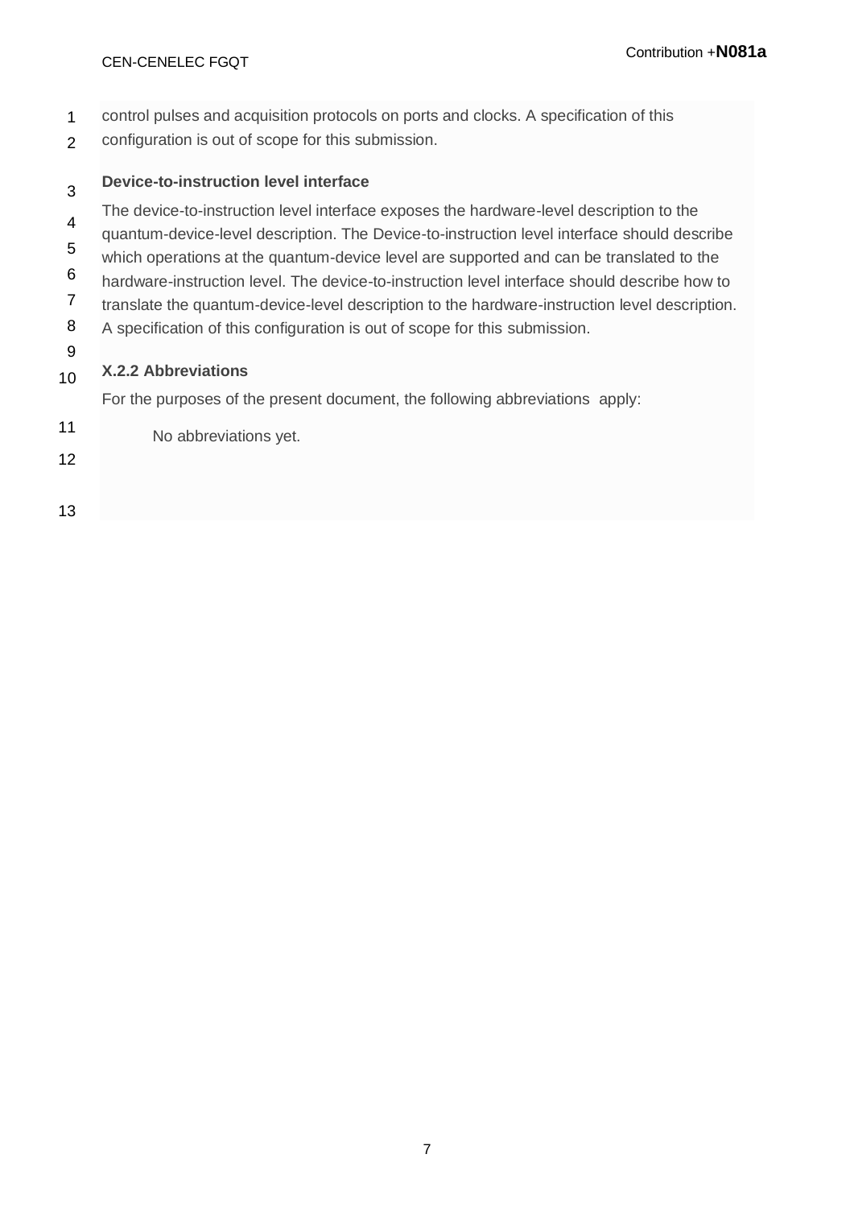control pulses and acquisition protocols on ports and clocks. A specification of this configuration is out of scope for this submission.

**Device-to-instruction level interface**

The device-to-instruction level interface exposes the hardware-level description to the quantum-device-level description. The Device-to-instruction level interface should describe which operations at the quantum-device level are supported and can be translated to the hardware-instruction level. The device-to-instruction level interface should describe how to translate the quantum-device-level description to the hardware-instruction level description. A specification of this configuration is out of scope for this submission.

### X.2.2 Abbreviations

For the purposes of the present document, the following abbreviations apply:

No abbreviations yet.